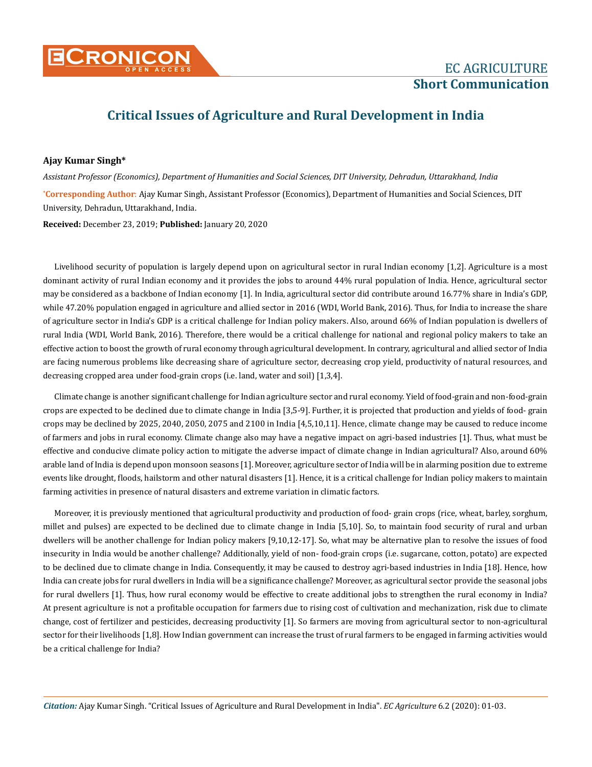# Critical Issues of Agriculture and Rural Development in India

**Ajay Kumar Singh***

*Assistant Professor (Economics), Department of Humanities and Social Sciences, DIT University, Dehradun, Uttarakhand, India*

***Corresponding Author**: Ajay Kumar Singh, Assistant Professor (Economics), Department of Humanities and Social Sciences, DIT University, Dehradun, Uttarakhand, India.

**Received:** December 23, 2019; **Published:** January 20, 2020

Livelihood security of population is largely depend upon on agricultural sector in rural Indian economy [1,2]. Agriculture is a most dominant activity of rural Indian economy and it provides the jobs to around 44% rural population of India. Hence, agricultural sector may be considered as a backbone of Indian economy [1]. In India, agricultural sector did contribute around 16.77% share in India's GDP, while 47.20% population engaged in agriculture and allied sector in 2016 (WDI, World Bank, 2016). Thus, for India to increase the share of agriculture sector in India's GDP is a critical challenge for Indian policy makers. Also, around 66% of Indian population is dwellers of rural India (WDI, World Bank, 2016). Therefore, there would be a critical challenge for national and regional policy makers to take an effective action to boost the growth of rural economy through agricultural development. In contrary, agricultural and allied sector of India are facing numerous problems like decreasing share of agriculture sector, decreasing crop yield, productivity of natural resources, and decreasing cropped area under food-grain crops (i.e. land, water and soil) [1,3,4].

Climate change is another significant challenge for Indian agriculture sector and rural economy. Yield of food-grain and non-food-grain crops are expected to be declined due to climate change in India [3,5-9]. Further, it is projected that production and yields of food- grain crops may be declined by 2025, 2040, 2050, 2075 and 2100 in India [4,5,10,11]. Hence, climate change may be caused to reduce income of farmers and jobs in rural economy. Climate change also may have a negative impact on agri-based industries [1]. Thus, what must be effective and conducive climate policy action to mitigate the adverse impact of climate change in Indian agricultural? Also, around 60% arable land of India is depend upon monsoon seasons [1]. Moreover, agriculture sector of India will be in alarming position due to extreme events like drought, floods, hailstorm and other natural disasters [1]. Hence, it is a critical challenge for Indian policy makers to maintain farming activities in presence of natural disasters and extreme variation in climatic factors.

Moreover, it is previously mentioned that agricultural productivity and production of food- grain crops (rice, wheat, barley, sorghum, millet and pulses) are expected to be declined due to climate change in India [5,10]. So, to maintain food security of rural and urban dwellers will be another challenge for Indian policy makers [9,10,12-17]. So, what may be alternative plan to resolve the issues of food insecurity in India would be another challenge? Additionally, yield of non- food-grain crops (i.e. sugarcane, cotton, potato) are expected to be declined due to climate change in India. Consequently, it may be caused to destroy agri-based industries in India [18]. Hence, how India can create jobs for rural dwellers in India will be a significance challenge? Moreover, as agricultural sector provide the seasonal jobs for rural dwellers [1]. Thus, how rural economy would be effective to create additional jobs to strengthen the rural economy in India? At present agriculture is not a profitable occupation for farmers due to rising cost of cultivation and mechanization, risk due to climate change, cost of fertilizer and pesticides, decreasing productivity [1]. So farmers are moving from agricultural sector to non-agricultural sector for their livelihoods [1,8]. How Indian government can increase the trust of rural farmers to be engaged in farming activities would be a critical challenge for India?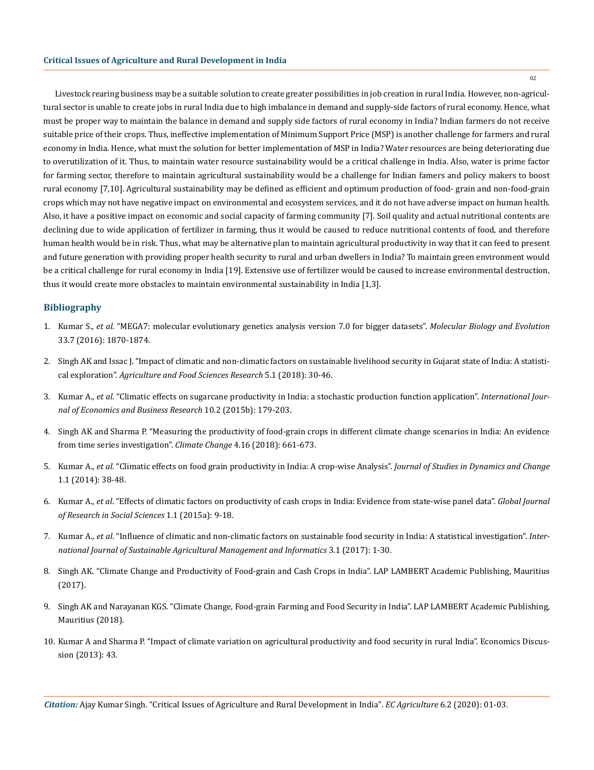Livestock rearing business may be a suitable solution to create greater possibilities in job creation in rural India. However, non-agricultural sector is unable to create jobs in rural India due to high imbalance in demand and supply-side factors of rural economy. Hence, what must be proper way to maintain the balance in demand and supply side factors of rural economy in India? Indian farmers do not receive suitable price of their crops. Thus, ineffective implementation of Minimum Support Price (MSP) is another challenge for farmers and rural economy in India. Hence, what must the solution for better implementation of MSP in India? Water resources are being deteriorating due to overutilization of it. Thus, to maintain water resource sustainability would be a critical challenge in India. Also, water is prime factor for farming sector, therefore to maintain agricultural sustainability would be a challenge for Indian famers and policy makers to boost rural economy [7,10]. Agricultural sustainability may be defined as efficient and optimum production of food- grain and non-food-grain crops which may not have negative impact on environmental and ecosystem services, and it do not have adverse impact on human health. Also, it have a positive impact on economic and social capacity of farming community [7]. Soil quality and actual nutritional contents are declining due to wide application of fertilizer in farming, thus it would be caused to reduce nutritional contents of food, and therefore human health would be in risk. Thus, what may be alternative plan to maintain agricultural productivity in way that it can feed to present and future generation with providing proper health security to rural and urban dwellers in India? To maintain green environment would be a critical challenge for rural economy in India [19]. Extensive use of fertilizer would be caused to increase environmental destruction, thus it would create more obstacles to maintain environmental sustainability in India [1,3].

## Bibliography

1. Kumar S., *et al*. "MEGA7: molecular evolutionary genetics analysis version 7.0 for bigger datasets". *Molecular Biology and Evolution* 33.7 (2016): 1870-1874.
2. Singh AK and Issac J. "Impact of climatic and non-climatic factors on sustainable livelihood security in Gujarat state of India: A statistical exploration". *Agriculture and Food Sciences Research* 5.1 (2018): 30-46.
3. Kumar A., *et al*. "Climatic effects on sugarcane productivity in India: a stochastic production function application". *International Journal of Economics and Business Research* 10.2 (2015b): 179-203.
4. Singh AK and Sharma P. "Measuring the productivity of food-grain crops in different climate change scenarios in India: An evidence from time series investigation". *Climate Change* 4.16 (2018): 661-673.
5. Kumar A., *et al*. "Climatic effects on food grain productivity in India: A crop-wise Analysis". *Journal of Studies in Dynamics and Change* 1.1 (2014): 38-48.
6. Kumar A., *et al*. "Effects of climatic factors on productivity of cash crops in India: Evidence from state-wise panel data". *Global Journal of Research in Social Sciences* 1.1 (2015a): 9-18.
7. Kumar A., *et al*. "Influence of climatic and non-climatic factors on sustainable food security in India: A statistical investigation". *International Journal of Sustainable Agricultural Management and Informatics* 3.1 (2017): 1-30.
8. Singh AK. "Climate Change and Productivity of Food-grain and Cash Crops in India". LAP LAMBERT Academic Publishing, Mauritius (2017).
9. Singh AK and Narayanan KGS. "Climate Change, Food-grain Farming and Food Security in India". LAP LAMBERT Academic Publishing, Mauritius (2018).
10. Kumar A and Sharma P. "Impact of climate variation on agricultural productivity and food security in rural India". Economics Discussion (2013): 43.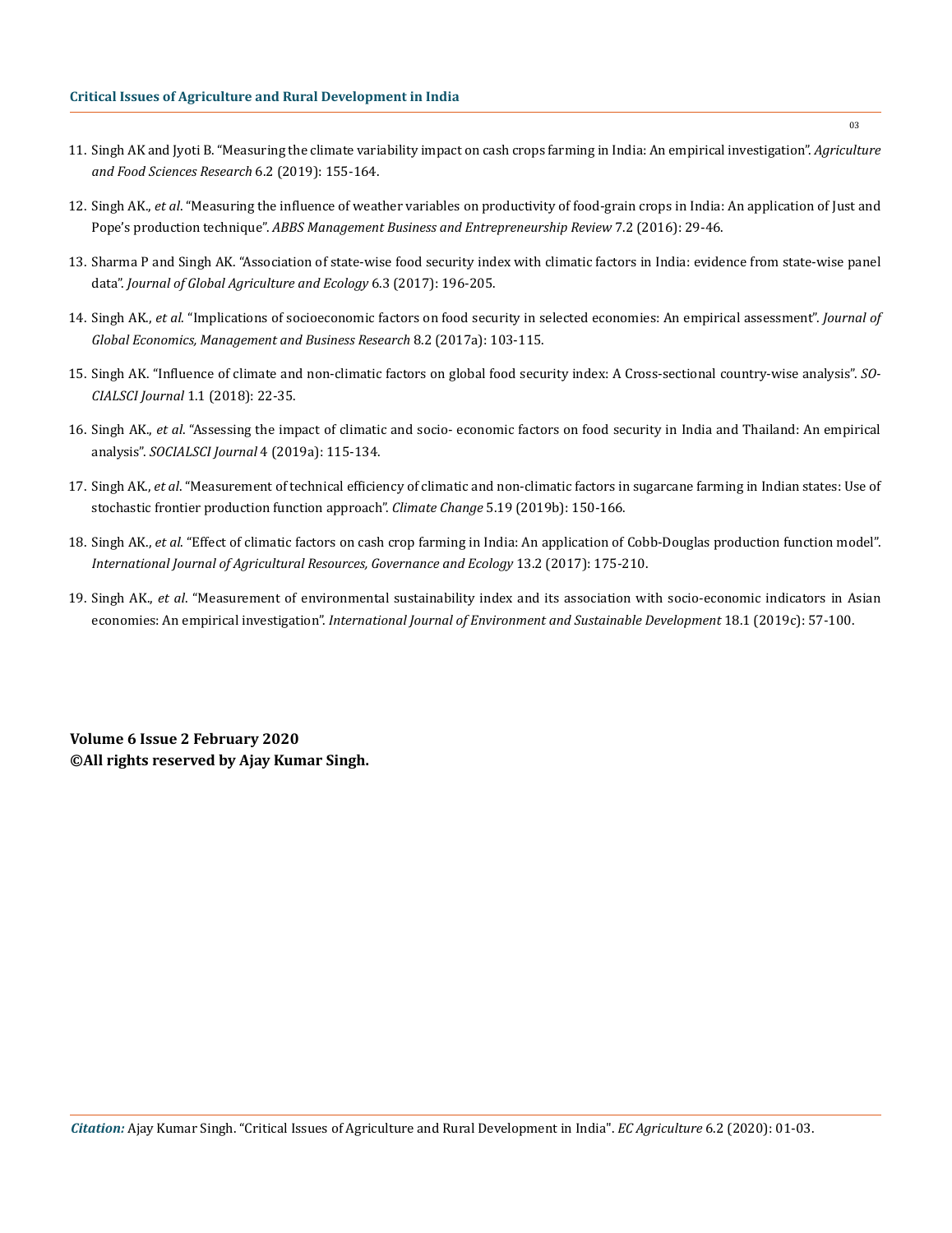11. Singh AK and Jyoti B. "Measuring the climate variability impact on cash crops farming in India: An empirical investigation". *Agriculture and Food Sciences Research* 6.2 (2019): 155-164.

12. Singh AK., *et al*. "Measuring the influence of weather variables on productivity of food-grain crops in India: An application of Just and Pope's production technique". *ABBS Management Business and Entrepreneurship Review* 7.2 (2016): 29-46.

13. Sharma P and Singh AK. "Association of state-wise food security index with climatic factors in India: evidence from state-wise panel data". *Journal of Global Agriculture and Ecology* 6.3 (2017): 196-205.

14. Singh AK., *et al*. "Implications of socioeconomic factors on food security in selected economies: An empirical assessment". *Journal of Global Economics, Management and Business Research* 8.2 (2017a): 103-115.

15. Singh AK. "Influence of climate and non-climatic factors on global food security index: A Cross-sectional country-wise analysis". *SOCIALSCI Journal* 1.1 (2018): 22-35.

16. Singh AK., *et al*. "Assessing the impact of climatic and socio- economic factors on food security in India and Thailand: An empirical analysis". *SOCIALSCI Journal* 4 (2019a): 115-134.

17. Singh AK., *et al*. "Measurement of technical efficiency of climatic and non-climatic factors in sugarcane farming in Indian states: Use of stochastic frontier production function approach". *Climate Change* 5.19 (2019b): 150-166.

18. Singh AK., *et al*. "Effect of climatic factors on cash crop farming in India: An application of Cobb-Douglas production function model". *International Journal of Agricultural Resources, Governance and Ecology* 13.2 (2017): 175-210.

19. Singh AK., *et al*. "Measurement of environmental sustainability index and its association with socio-economic indicators in Asian economies: An empirical investigation". *International Journal of Environment and Sustainable Development* 18.1 (2019c): 57-100.

**Volume 6 Issue 2 February 2020**
**©All rights reserved by Ajay Kumar Singh.**